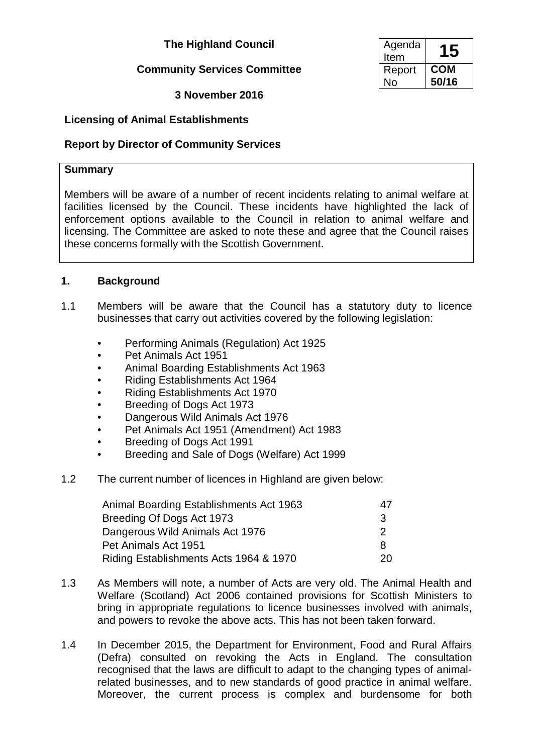**The Highland Council**

**Community Services Committee**

**3 November 2016**

| Agenda Item | **15** |
|---|---|
| Report No | **COM 50/16** |

**Licensing of Animal Establishments**

**Report by Director of Community Services**

**Summary**

Members will be aware of a number of recent incidents relating to animal welfare at facilities licensed by the Council. These incidents have highlighted the lack of enforcement options available to the Council in relation to animal welfare and licensing. The Committee are asked to note these and agree that the Council raises these concerns formally with the Scottish Government.

## 1. Background

1.1 Members will be aware that the Council has a statutory duty to licence businesses that carry out activities covered by the following legislation:

- Performing Animals (Regulation) Act 1925
- Pet Animals Act 1951
- Animal Boarding Establishments Act 1963
- Riding Establishments Act 1964
- Riding Establishments Act 1970
- Breeding of Dogs Act 1973
- Dangerous Wild Animals Act 1976
- Pet Animals Act 1951 (Amendment) Act 1983
- Breeding of Dogs Act 1991
- Breeding and Sale of Dogs (Welfare) Act 1999

1.2 The current number of licences in Highland are given below:

| | |
|---|---|
| Animal Boarding Establishments Act 1963 | 47 |
| Breeding Of Dogs Act 1973 | 3 |
| Dangerous Wild Animals Act 1976 | 2 |
| Pet Animals Act 1951 | 8 |
| Riding Establishments Acts 1964 & 1970 | 20 |

1.3 As Members will note, a number of Acts are very old. The Animal Health and Welfare (Scotland) Act 2006 contained provisions for Scottish Ministers to bring in appropriate regulations to licence businesses involved with animals, and powers to revoke the above acts. This has not been taken forward.

1.4 In December 2015, the Department for Environment, Food and Rural Affairs (Defra) consulted on revoking the Acts in England. The consultation recognised that the laws are difficult to adapt to the changing types of animal-related businesses, and to new standards of good practice in animal welfare. Moreover, the current process is complex and burdensome for both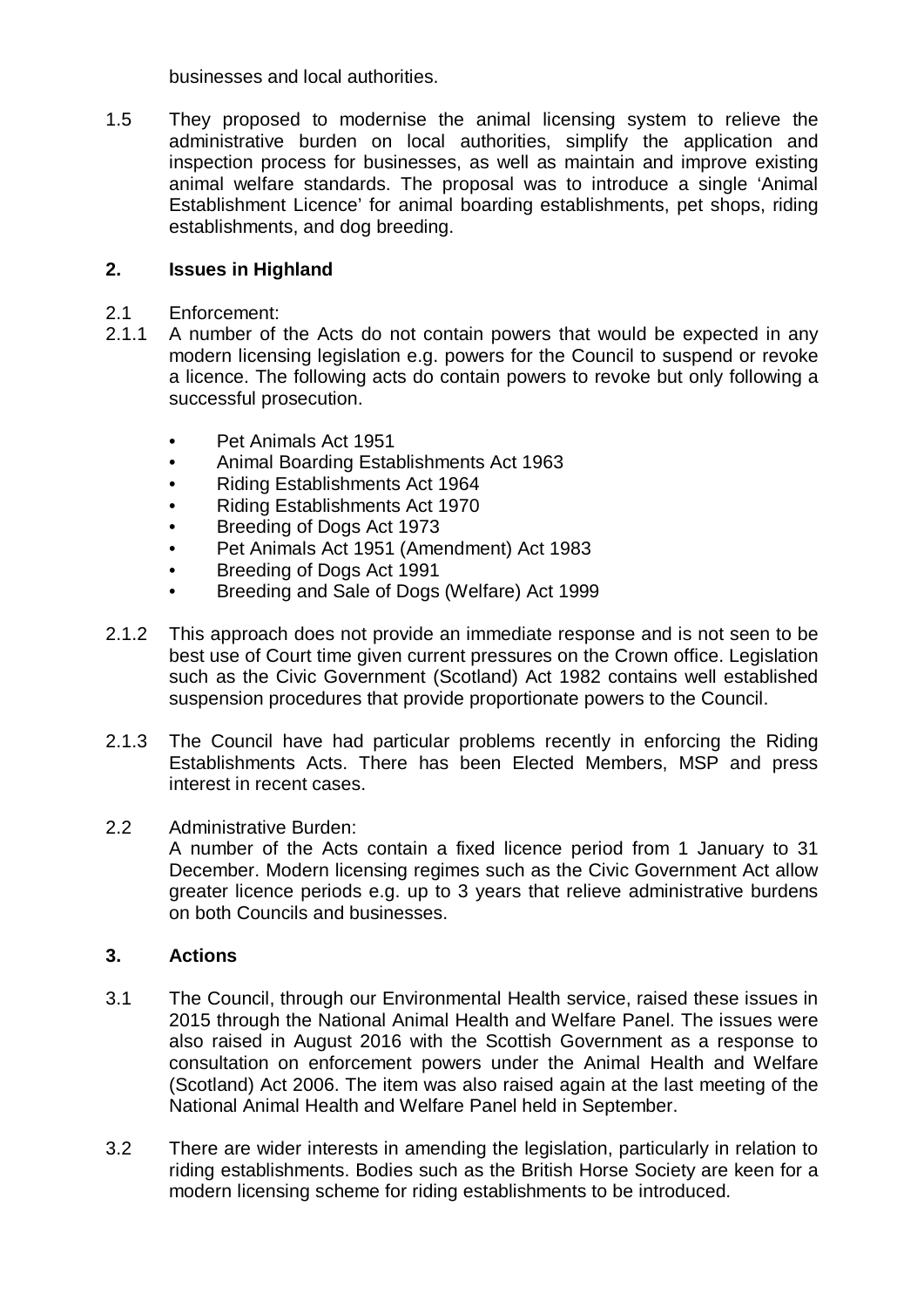businesses and local authorities.

1.5 They proposed to modernise the animal licensing system to relieve the administrative burden on local authorities, simplify the application and inspection process for businesses, as well as maintain and improve existing animal welfare standards. The proposal was to introduce a single 'Animal Establishment Licence' for animal boarding establishments, pet shops, riding establishments, and dog breeding.

## 2. Issues in Highland

2.1 Enforcement:

2.1.1 A number of the Acts do not contain powers that would be expected in any modern licensing legislation e.g. powers for the Council to suspend or revoke a licence. The following acts do contain powers to revoke but only following a successful prosecution.

- Pet Animals Act 1951
- Animal Boarding Establishments Act 1963
- Riding Establishments Act 1964
- Riding Establishments Act 1970
- Breeding of Dogs Act 1973
- Pet Animals Act 1951 (Amendment) Act 1983
- Breeding of Dogs Act 1991
- Breeding and Sale of Dogs (Welfare) Act 1999

2.1.2 This approach does not provide an immediate response and is not seen to be best use of Court time given current pressures on the Crown office. Legislation such as the Civic Government (Scotland) Act 1982 contains well established suspension procedures that provide proportionate powers to the Council.

2.1.3 The Council have had particular problems recently in enforcing the Riding Establishments Acts. There has been Elected Members, MSP and press interest in recent cases.

2.2 Administrative Burden:
A number of the Acts contain a fixed licence period from 1 January to 31 December. Modern licensing regimes such as the Civic Government Act allow greater licence periods e.g. up to 3 years that relieve administrative burdens on both Councils and businesses.

## 3. Actions

3.1 The Council, through our Environmental Health service, raised these issues in 2015 through the National Animal Health and Welfare Panel. The issues were also raised in August 2016 with the Scottish Government as a response to consultation on enforcement powers under the Animal Health and Welfare (Scotland) Act 2006. The item was also raised again at the last meeting of the National Animal Health and Welfare Panel held in September.

3.2 There are wider interests in amending the legislation, particularly in relation to riding establishments. Bodies such as the British Horse Society are keen for a modern licensing scheme for riding establishments to be introduced.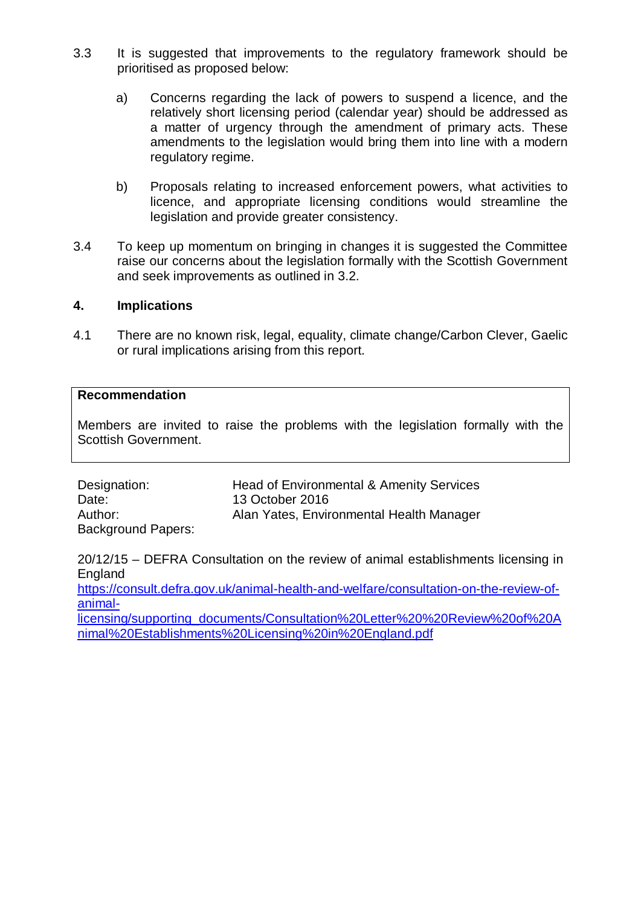3.3 It is suggested that improvements to the regulatory framework should be prioritised as proposed below:

a) Concerns regarding the lack of powers to suspend a licence, and the relatively short licensing period (calendar year) should be addressed as a matter of urgency through the amendment of primary acts. These amendments to the legislation would bring them into line with a modern regulatory regime.

b) Proposals relating to increased enforcement powers, what activities to licence, and appropriate licensing conditions would streamline the legislation and provide greater consistency.

3.4 To keep up momentum on bringing in changes it is suggested the Committee raise our concerns about the legislation formally with the Scottish Government and seek improvements as outlined in 3.2.

## 4. Implications

4.1 There are no known risk, legal, equality, climate change/Carbon Clever, Gaelic or rural implications arising from this report.

**Recommendation**

Members are invited to raise the problems with the legislation formally with the Scottish Government.

| | |
|---|---|
| Designation: | Head of Environmental & Amenity Services |
| Date: | 13 October 2016 |
| Author: | Alan Yates, Environmental Health Manager |
| Background Papers: | |

20/12/15 – DEFRA Consultation on the review of animal establishments licensing in England
https://consult.defra.gov.uk/animal-health-and-welfare/consultation-on-the-review-of-animal-licensing/supporting_documents/Consultation%20Letter%20%20Review%20of%20Animal%20Establishments%20Licensing%20in%20England.pdf